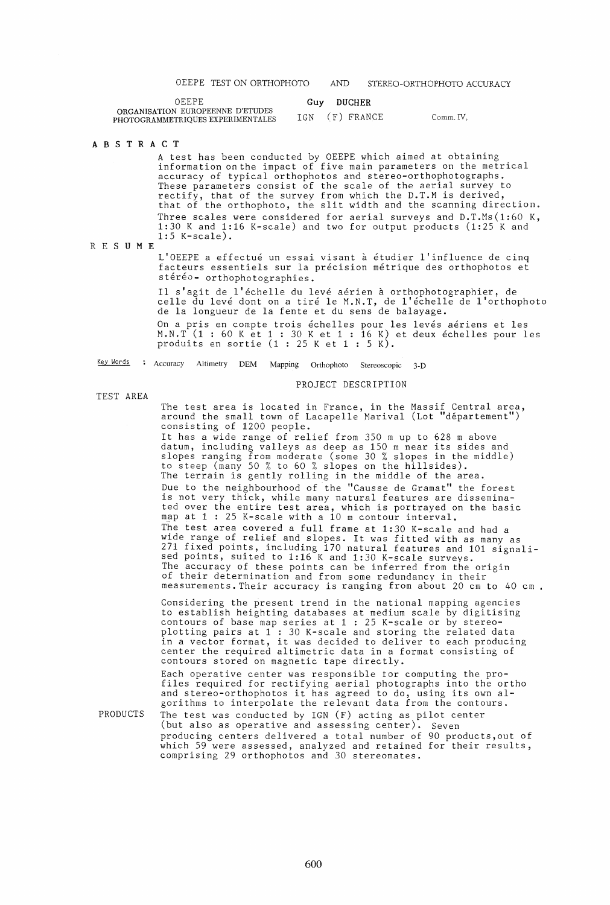# OEEPE TEST ON ORTHOPHOTO AND STEREO-ORTHOPHOTO ACCURACY

OEEPE
ORGANISATION EUROPEENNE D'ETUDES PHOTOGRAMMETRIQUES EXPERIMENTALES

**Guy DUCHER**
IGN (F) FRANCE

Comm. IV,

## ABSTRACT

A test has been conducted by OEEPE which aimed at obtaining information on the impact of five main parameters on the metrical accuracy of typical orthophotos and stereo-orthophotographs. These parameters consist of the scale of the aerial survey to rectify, that of the survey from which the D.T.M is derived, that of the orthophoto, the slit width and the scanning direction. Three scales were considered for aerial surveys and D.T.Ms(1:60 K, 1:30 K and 1:16 K-scale) and two for output products (1:25 K and 1:5 K-scale).

## RESUME

L'OEEPE a effectué un essai visant à étudier l'influence de cinq facteurs essentiels sur la précision métrique des orthophotos et stéréo- orthophotographies.

Il s'agit de l'échelle du levé aérien à orthophotographier, de celle du levé dont on a tiré le M.N.T, de l'échelle de l'orthophoto de la longueur de la fente et du sens de balayage.

On a pris en compte trois échelles pour les levés aériens et les M.N.T (1 : 60 K et 1 : 30 K et 1 : 16 K) et deux échelles pour les produits en sortie (1 : 25 K et 1 : 5 K).

Key Words : Accuracy Altimetry DEM Mapping Orthophoto Stereoscopic 3-D

## PROJECT DESCRIPTION

### TEST AREA

The test area is located in France, in the Massif Central area, around the small town of Lacapelle Marival (Lot "département") consisting of 1200 people.
It has a wide range of relief from 350 m up to 628 m above datum, including valleys as deep as 150 m near its sides and slopes ranging from moderate (some 30 % slopes in the middle) to steep (many 50 % to 60 % slopes on the hillsides).
The terrain is gently rolling in the middle of the area.

Due to the neighbourhood of the "Causse de Gramat" the forest is not very thick, while many natural features are disseminated over the entire test area, which is portrayed on the basic map at 1 : 25 K-scale with a 10 m contour interval.
The test area covered a full frame at 1:30 K-scale and had a wide range of relief and slopes. It was fitted with as many as 271 fixed points, including 170 natural features and 101 signalised points, suited to 1:16 K and 1:30 K-scale surveys.
The accuracy of these points can be inferred from the origin of their determination and from some redundancy in their measurements. Their accuracy is ranging from about 20 cm to 40 cm .

Considering the present trend in the national mapping agencies to establish heighting databases at medium scale by digitising contours of base map series at 1 : 25 K-scale or by stereo-plotting pairs at 1 : 30 K-scale and storing the related data in a vector format, it was decided to deliver to each producing center the required altimetric data in a format consisting of contours stored on magnetic tape directly.

Each operative center was responsible for computing the profiles required for rectifying aerial photographs into the ortho and stereo-orthophotos it has agreed to do, using its own algorithms to interpolate the relevant data from the contours.

### PRODUCTS

The test was conducted by IGN (F) acting as pilot center (but also as operative and assessing center). Seven producing centers delivered a total number of 90 products, out of which 59 were assessed, analyzed and retained for their results, comprising 29 orthophotos and 30 stereomates.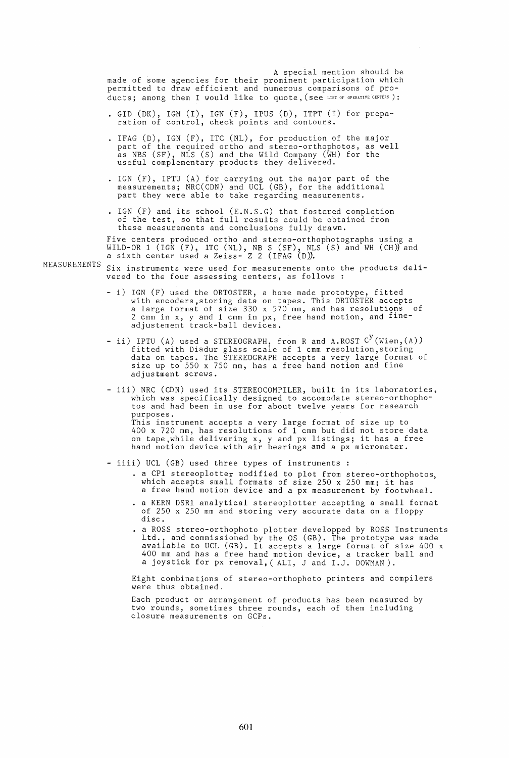A special mention should be made of some agencies for their prominent participation which permitted to draw efficient and numerous comparisons of products; among them I would like to quote, (see LIST OF OPERATIVE CENTERS ):

- GID (DK), IGM (I), IGN (F), IPUS (D), ITPT (I) for preparation of control, check points and contours.
- IFAG (D), IGN (F), ITC (NL), for production of the major part of the required ortho and stereo-orthophotos, as well as NBS (SF), NLS (S) and the Wild Company (WH) for the useful complementary products they delivered.
- IGN (F), IPTU (A) for carrying out the major part of the measurements; NRC(CDN) and UCL (GB), for the additional part they were able to take regarding measurements.
- IGN (F) and its school (E.N.S.G) that fostered completion of the test, so that full results could be obtained from these measurements and conclusions fully drawn.

Five centers produced ortho and stereo-orthophotographs using a WILD-OR 1 (IGN (F), ITC (NL), NB S (SF), NLS (S) and WH (CH)) and a sixth center used a Zeiss- Z 2 (IFAG (D)).

## MEASUREMENTS

Six instruments were used for measurements onto the products delivered to the four assessing centers, as follows :

- i) IGN (F) used the ORTOSTER, a home made prototype, fitted with encoders, storing data on tapes. This ORTOSTER accepts a large format of size 330 x 570 mm, and has resolutions of 2 cmm in x, y and 1 cmm in px, free hand motion, and fine-adjustement track-ball devices.
- ii) IPTU (A) used a STEREOGRAPH, from R and A.ROST C$^{y}$ (Wien,(A)) fitted with Diadur glass scale of 1 cmm resolution, storing data on tapes. The STEREOGRAPH accepts a very large format of size up to 550 x 750 mm, has a free hand motion and fine adjustment screws.
- iii) NRC (CDN) used its STEREOCOMPILER, built in its laboratories, which was specifically designed to accomodate stereo-orthophotos and had been in use for about twelve years for research purposes.
  This instrument accepts a very large format of size up to 400 x 720 mm, has resolutions of 1 cmm but did not store data on tape, while delivering x, y and px listings; it has a free hand motion device with air bearings and a px micrometer.
- iiii) UCL (GB) used three types of instruments :
  - a CP1 stereoplotter modified to plot from stereo-orthophotos, which accepts small formats of size 250 x 250 mm; it has a free hand motion device and a px measurement by footwheel.
  - a KERN DSR1 analytical stereoplotter accepting a small format of 250 x 250 mm and storing very accurate data on a floppy disc.
  - a ROSS stereo-orthophoto plotter developped by ROSS Instruments Ltd., and commissioned by the OS (GB). The prototype was made available to UCL (GB). It accepts a large format of size 400 x 400 mm and has a free hand motion device, a tracker ball and a joystick for px removal, ( ALI, J and I.J. DOWMAN ).

Eight combinations of stereo-orthophoto printers and compilers were thus obtained.

Each product or arrangement of products has been measured by two rounds, sometimes three rounds, each of them including closure measurements on GCPs.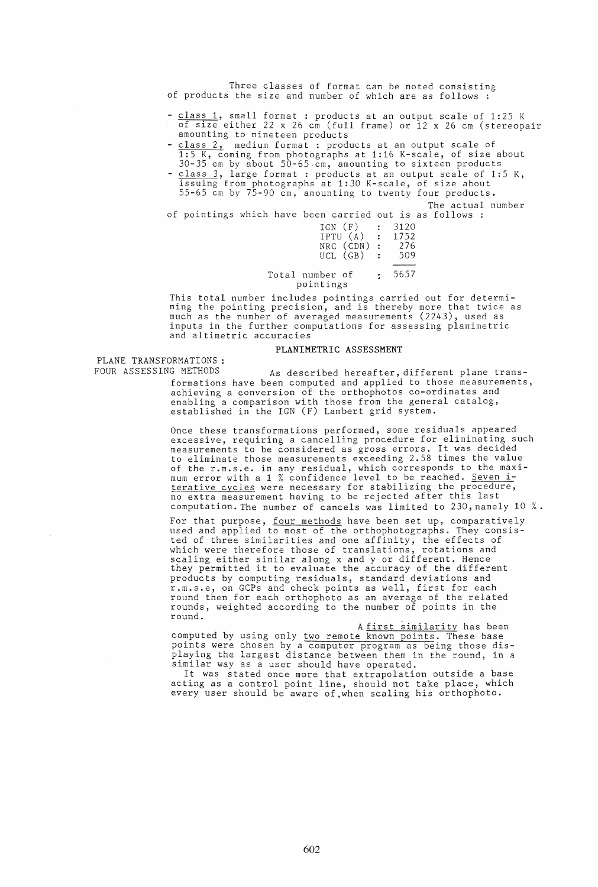Three classes of format can be noted consisting of products the size and number of which are as follows :

- class 1, small format : products at an output scale of 1:25 K of size either 22 x 26 cm (full frame) or 12 x 26 cm (stereopair amounting to nineteen products
- class 2, medium format : products at an output scale of 1:5 K, coming from photographs at 1:16 K-scale, of size about 30-35 cm by about 50-65 cm, amounting to sixteen products
- class 3, large format : products at an output scale of 1:5 K, issuing from photographs at 1:30 K-scale, of size about 55-65 cm by 75-90 cm, amounting to twenty four products.

The actual number of pointings which have been carried out is as follows :

| | | |
|---|---|---|
| IGN (F) | : | 3120 |
| IPTU (A) | : | 1752 |
| NRC (CDN) | : | 276 |
| UCL (GB) | : | 509 |
| Total number of pointings | : | 5657 |

This total number includes pointings carried out for determining the pointing precision, and is thereby more that twice as much as the number of averaged measurements (2243), used as inputs in the further computations for assessing planimetric and altimetric accuracies

## PLANIMETRIC ASSESSMENT

### PLANE TRANSFORMATIONS : FOUR ASSESSING METHODS

As described hereafter, different plane transformations have been computed and applied to those measurements, achieving a conversion of the orthophotos co-ordinates and enabling a comparison with those from the general catalog, established in the IGN (F) Lambert grid system.

Once these transformations performed, some residuals appeared excessive, requiring a cancelling procedure for eliminating such measurements to be considered as gross errors. It was decided to eliminate those measurements exceeding 2.58 times the value of the r.m.s.e. in any residual, which corresponds to the maximum error with a 1 % confidence level to be reached. Seven iterative cycles were necessary for stabilizing the procedure, no extra measurement having to be rejected after this last computation. The number of cancels was limited to 230, namely 10 %.

For that purpose, four methods have been set up, comparatively used and applied to most of the orthophotographs. They consisted of three similarities and one affinity, the effects of which were therefore those of translations, rotations and scaling either similar along x and y or different. Hence they permitted it to evaluate the accuracy of the different products by computing residuals, standard deviations and r.m.s.e, on GCPs and check points as well, first for each round then for each orthophoto as an average of the related rounds, weighted according to the number of points in the round.

A first similarity has been computed by using only two remote known points. These base points were chosen by a computer program as being those displaying the largest distance between them in the round, in a similar way as a user should have operated.

It was stated once more that extrapolation outside a base acting as a control point line, should not take place, which every user should be aware of, when scaling his orthophoto.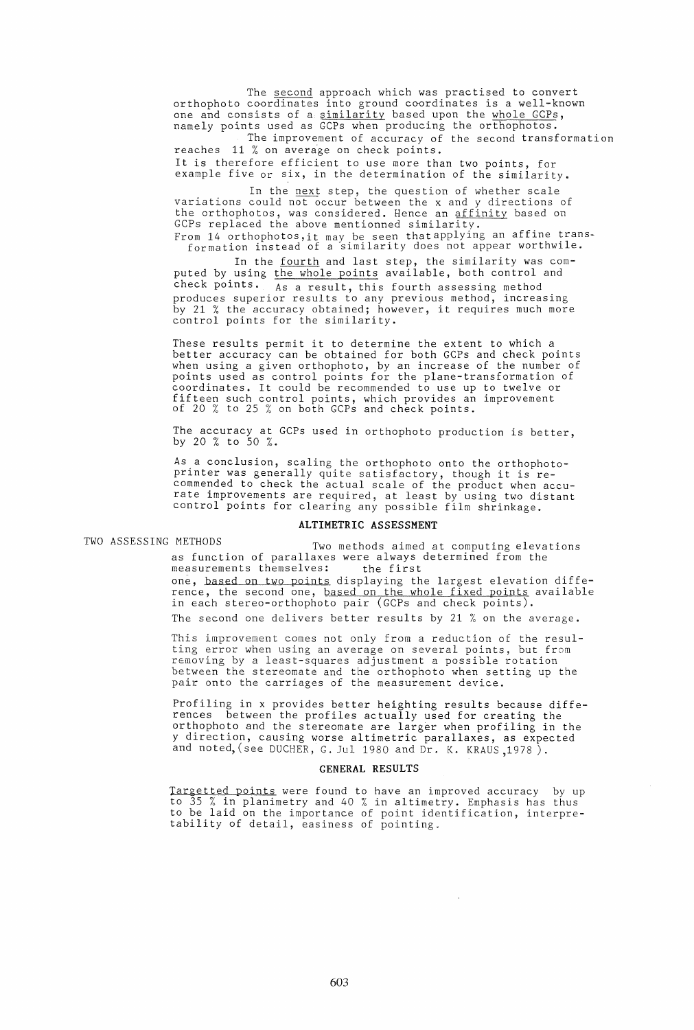The <u>second</u> approach which was practised to convert orthophoto coordinates into ground coordinates is a well-known one and consists of a <u>similarity</u> based upon the <u>whole GCPs</u>, namely points used as GCPs when producing the orthophotos.

The improvement of accuracy of the second transformation reaches 11 % on average on check points.

It is therefore efficient to use more than two points, for example five or six, in the determination of the similarity.

In the <u>next</u> step, the question of whether scale variations could not occur between the x and y directions of the orthophotos, was considered. Hence an <u>affinity</u> based on GCPs replaced the above mentionned similarity.

From 14 orthophotos,it may be seen thatapplying an affine transformation instead of a similarity does not appear worthwile.

In the <u>fourth</u> and last step, the similarity was computed by using <u>the whole points</u> available, both control and check points. As a result, this fourth assessing method produces superior results to any previous method, increasing by 21 % the accuracy obtained; however, it requires much more control points for the similarity.

These results permit it to determine the extent to which a better accuracy can be obtained for both GCPs and check points when using a given orthophoto, by an increase of the number of points used as control points for the plane-transformation of coordinates. It could be recommended to use up to twelve or fifteen such control points, which provides an improvement of 20 % to 25 % on both GCPs and check points.

The accuracy at GCPs used in orthophoto production is better, by 20 % to 50 %.

As a conclusion, scaling the orthophoto onto the orthophotoprinter was generally quite satisfactory, though it is recommended to check the actual scale of the product when accurate improvements are required, at least by using two distant control points for clearing any possible film shrinkage.

## ALTIMETRIC ASSESSMENT

TWO ASSESSING METHODS

Two methods aimed at computing elevations as function of parallaxes were always determined from the measurements themselves: the first one, <u>based on two points</u> displaying the largest elevation difference, the second one, <u>based on the whole fixed points</u> available in each stereo-orthophoto pair (GCPs and check points).

The second one delivers better results by 21 % on the average.

This improvement comes not only from a reduction of the resulting error when using an average on several points, but from removing by a least-squares adjustment a possible rotation between the stereomate and the orthophoto when setting up the pair onto the carriages of the measurement device.

Profiling in x provides better heighting results because differences between the profiles actually used for creating the orthophoto and the stereomate are larger when profiling in the y direction, causing worse altimetric parallaxes, as expected and noted,(see DUCHER, G. Jul 1980 and Dr. K. KRAUS ,1978 ).

## GENERAL RESULTS

<u>Targetted points</u> were found to have an improved accuracy by up to 35 % in planimetry and 40 % in altimetry. Emphasis has thus to be laid on the importance of point identification, interpretability of detail, easiness of pointing.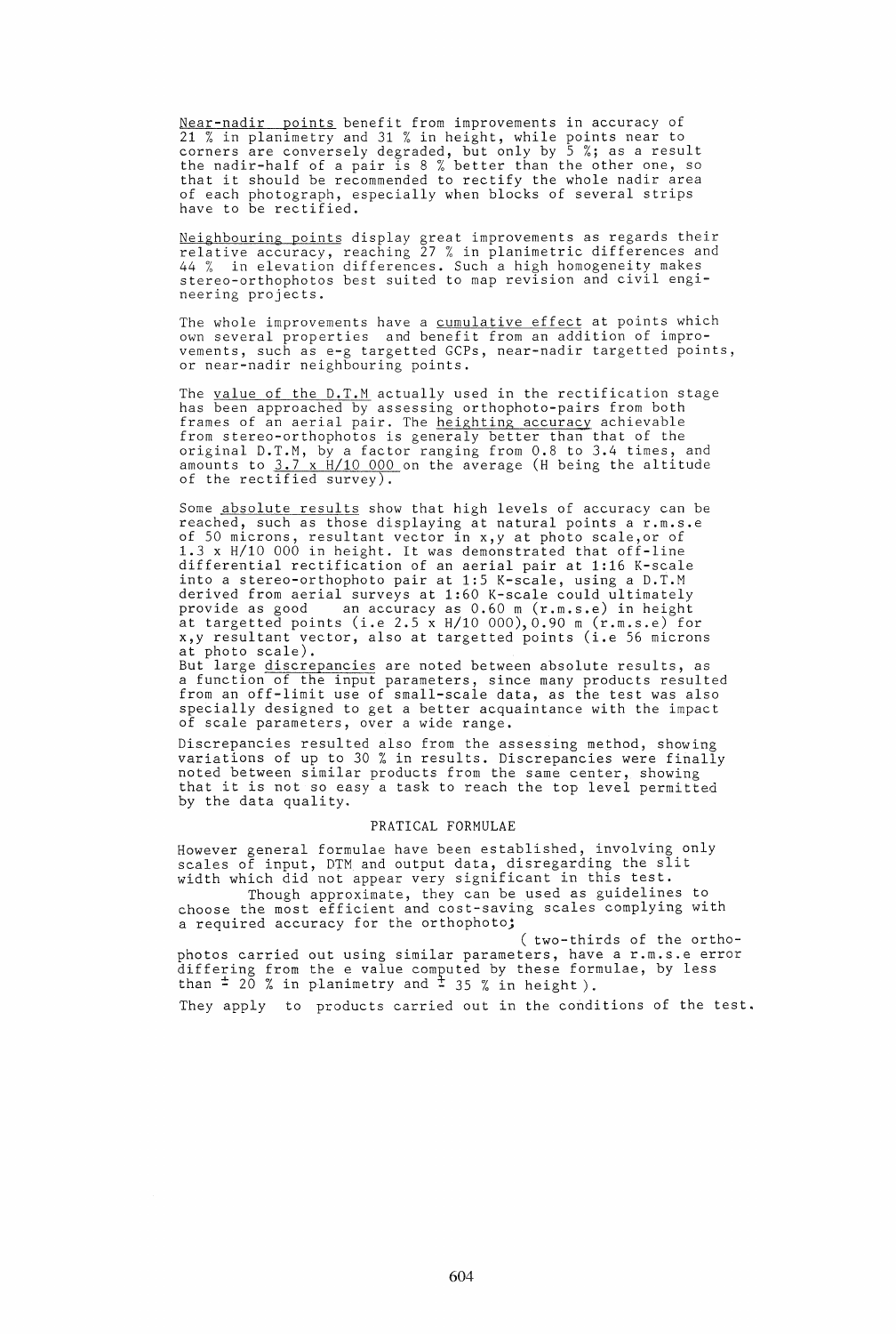Near-nadir points benefit from improvements in accuracy of 21 % in planimetry and 31 % in height, while points near to corners are conversely degraded, but only by 5 %; as a result the nadir-half of a pair is 8 % better than the other one, so that it should be recommended to rectify the whole nadir area of each photograph, especially when blocks of several strips have to be rectified.

Neighbouring points display great improvements as regards their relative accuracy, reaching 27 % in planimetric differences and 44 % in elevation differences. Such a high homogeneity makes stereo-orthophotos best suited to map revision and civil engineering projects.

The whole improvements have a cumulative effect at points which own several properties and benefit from an addition of improvements, such as e-g targetted GCPs, near-nadir targetted points, or near-nadir neighbouring points.

The value of the D.T.M actually used in the rectification stage has been approached by assessing orthophoto-pairs from both frames of an aerial pair. The heighting accuracy achievable from stereo-orthophotos is generaly better than that of the original D.T.M, by a factor ranging from 0.8 to 3.4 times, and amounts to 3.7 x H/10 000 on the average (H being the altitude of the rectified survey).

Some absolute results show that high levels of accuracy can be reached, such as those displaying at natural points a r.m.s.e of 50 microns, resultant vector in x,y at photo scale,or of 1.3 x H/10 000 in height. It was demonstrated that off-line differential rectification of an aerial pair at 1:16 K-scale into a stereo-orthophoto pair at 1:5 K-scale, using a D.T.M derived from aerial surveys at 1:60 K-scale could ultimately provide as good an accuracy as 0.60 m (r.m.s.e) in height at targetted points (i.e 2.5 x H/10 000), 0.90 m (r.m.s.e) for x,y resultant vector, also at targetted points (i.e 56 microns at photo scale).

But large discrepancies are noted between absolute results, as a function of the input parameters, since many products resulted from an off-limit use of small-scale data, as the test was also specially designed to get a better acquaintance with the impact of scale parameters, over a wide range.

Discrepancies resulted also from the assessing method, showing variations of up to 30 % in results. Discrepancies were finally noted between similar products from the same center, showing that it is not so easy a task to reach the top level permitted by the data quality.

## PRATICAL FORMULAE

However general formulae have been established, involving only scales of input, DTM and output data, disregarding the slit width which did not appear very significant in this test.

Though approximate, they can be used as guidelines to choose the most efficient and cost-saving scales complying with a required accuracy for the orthophoto; ( two-thirds of the orthophotos carried out using similar parameters, have a r.m.s.e error differing from the e value computed by these formulae, by less than ± 20 % in planimetry and ± 35 % in height ).

They apply to products carried out in the conditions of the test.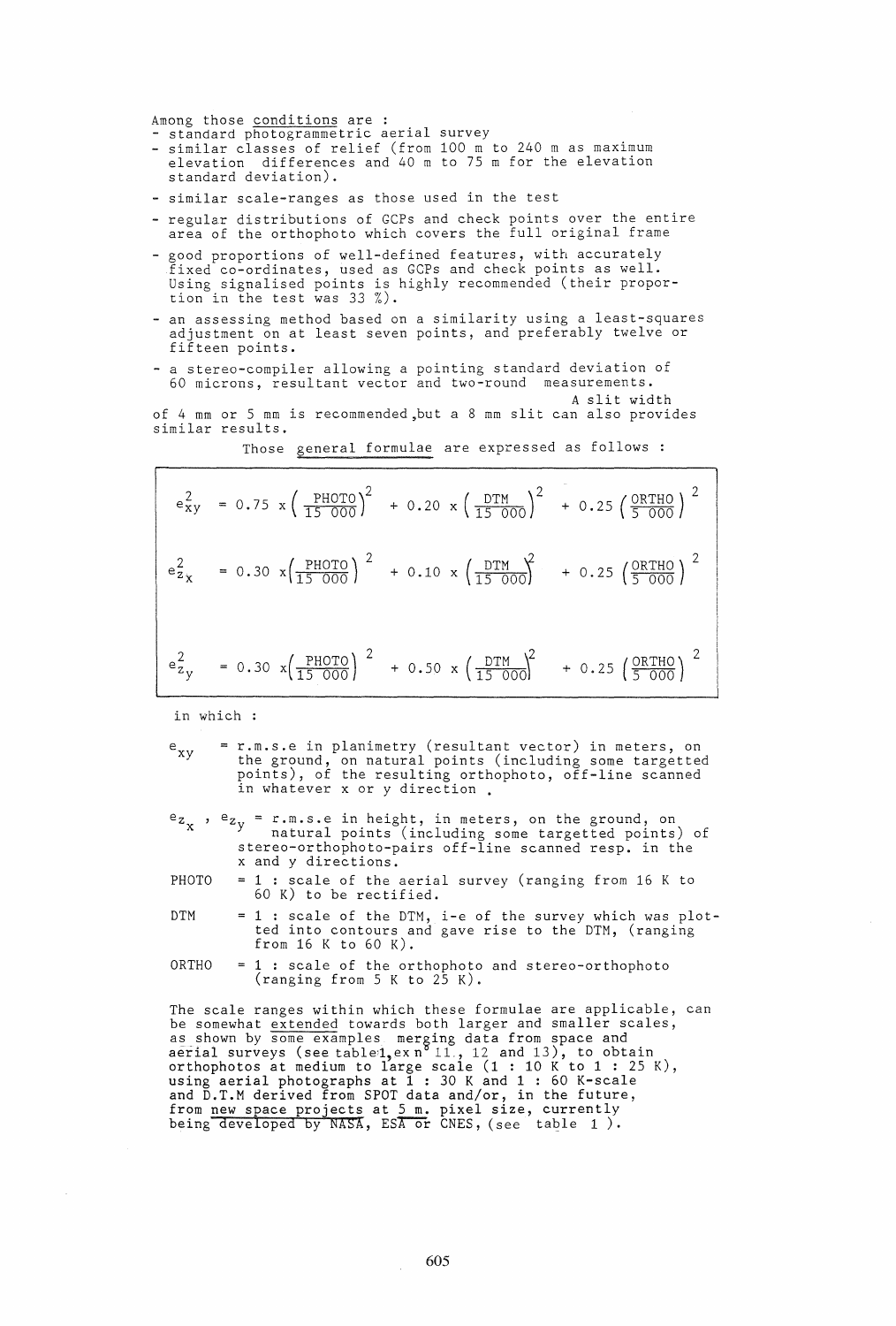Among those conditions are :

- standard photogrammetric aerial survey
- similar classes of relief (from 100 m to 240 m as maximum elevation differences and 40 m to 75 m for the elevation standard deviation).
- similar scale-ranges as those used in the test
- regular distributions of GCPs and check points over the entire area of the orthophoto which covers the full original frame
- good proportions of well-defined features, with accurately fixed co-ordinates, used as GCPs and check points as well. Using signalised points is highly recommended (their proportion in the test was 33 %).
- an assessing method based on a similarity using a least-squares adjustment on at least seven points, and preferably twelve or fifteen points.
- a stereo-compiler allowing a pointing standard deviation of 60 microns, resultant vector and two-round measurements.

A slit width of 4 mm or 5 mm is recommended,but a 8 mm slit can also provides similar results.

Those general formulae are expressed as follows :

$$e_{xy}^2 = 0.75 \times \left(\frac{\text{PHOTO}}{15\ 000}\right)^2 + 0.20 \times \left(\frac{\text{DTM}}{15\ 000}\right)^2 + 0.25 \left(\frac{\text{ORTHO}}{5\ 000}\right)^2$$

$$e_{z_x}^2 = 0.30 \times \left(\frac{\text{PHOTO}}{15\ 000}\right)^2 + 0.10 \times \left(\frac{\text{DTM}}{15\ 000}\right)^2 + 0.25 \left(\frac{\text{ORTHO}}{5\ 000}\right)^2$$

$$e_{z_y}^2 = 0.30 \times \left(\frac{\text{PHOTO}}{15\ 000}\right)^2 + 0.50 \times \left(\frac{\text{DTM}}{15\ 000}\right)^2 + 0.25 \left(\frac{\text{ORTHO}}{5\ 000}\right)^2$$

in which :

$e_{xy}$ = r.m.s.e in planimetry (resultant vector) in meters, on the ground, on natural points (including some targetted points), of the resulting orthophoto, off-line scanned in whatever x or y direction .

$e_{z_x}$ , $e_{z_y}$ = r.m.s.e in height, in meters, on the ground, on natural points (including some targetted points) of stereo-orthophoto-pairs off-line scanned resp. in the x and y directions.

PHOTO = 1 : scale of the aerial survey (ranging from 16 K to 60 K) to be rectified.

DTM = 1 : scale of the DTM, i-e of the survey which was plotted into contours and gave rise to the DTM, (ranging from 16 K to 60 K).

ORTHO = 1 : scale of the orthophoto and stereo-orthophoto (ranging from 5 K to 25 K).

The scale ranges within which these formulae are applicable, can be somewhat extended towards both larger and smaller scales, as shown by some examples merging data from space and aerial surveys (see table 1, ex n° 11, 12 and 13), to obtain orthophotos at medium to large scale (1 : 10 K to 1 : 25 K), using aerial photographs at 1 : 30 K and 1 : 60 K-scale and D.T.M derived from SPOT data and/or, in the future, from new space projects at 5 m. pixel size, currently being developed by NASA, ESA or CNES, (see table 1 ).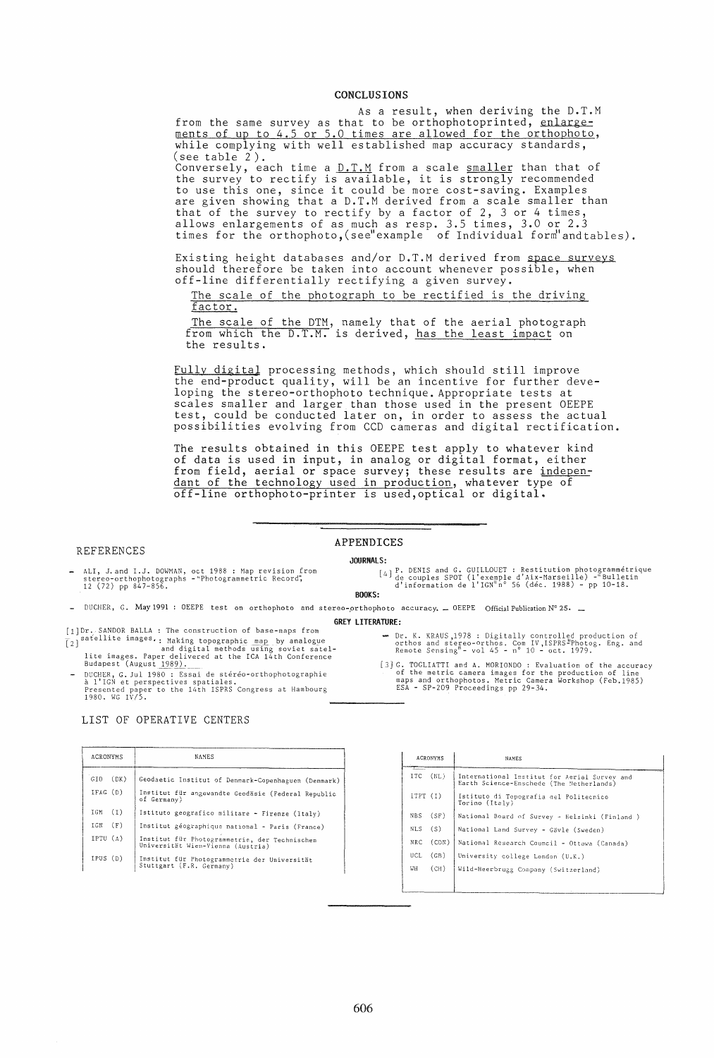## CONCLUSIONS

As a result, when deriving the D.T.M from the same survey as that to be orthophotoprinted, enlargements of up to 4.5 or 5.0 times are allowed for the orthophoto, while complying with well established map accuracy standards, (see table 2).

Conversely, each time a D.T.M from a scale smaller than that of the survey to rectify is available, it is strongly recommended to use this one, since it could be more cost-saving. Examples are given showing that a D.T.M derived from a scale smaller than that of the survey to rectify by a factor of 2, 3 or 4 times, allows enlargements of as much as resp. 3.5 times, 3.0 or 2.3 times for the orthophoto,(see"example of Individual form"andtables).

Existing height databases and/or D.T.M derived from space surveys should therefore be taken into account whenever possible, when off-line differentially rectifying a given survey.

The scale of the photograph to be rectified is the driving factor.

The scale of the DTM, namely that of the aerial photograph from which the D.T.M. is derived, has the least impact on the results.

Fully digital processing methods, which should still improve the end-product quality, will be an incentive for further developing the stereo-orthophoto technique. Appropriate tests at scales smaller and larger than those used in the present OEEPE test, could be conducted later on, in order to assess the actual possibilities evolving from CCD cameras and digital rectification.

The results obtained in this OEEPE test apply to whatever kind of data is used in input, in analog or digital format, either from field, aerial or space survey; these results are independant of the technology used in production, whatever type of off-line orthophoto-printer is used,optical or digital.

## REFERENCES

## APPENDICES

**JOURNALS:**

- ALI, J. and I.J. DOWMAN, oct 1988 : Map revision from stereo-orthophotographs -"Photogrammetric Record", 12 (72) pp 847-856.

[4] P. DENIS and G. GUILLOUET : Restitution photogrammétrique de couples SPOT (l'exemple d'Aix-Marseille) -"Bulletin d'information de l'IGN"n° 56 (déc. 1988) - pp 10-18.

**BOOKS:**

- DUCHER, G. May 1991 : OEEPE test on orthophoto and stereo-orthophoto accuracy. — OEEPE Official Publication N° 25. —

**GREY LITERATURE:**

[1] Dr. SANDOR BALLA : The construction of base-maps from satellite images.;
[2] Making topographic map by analogue and digital methods using soviet satellite images. Paper delivered at the ICA 14th Conference Budapest (August 1989).

- DUCHER, G. Jul 1980 : Essai de stéréo-orthophotographie à l'IGN et perspectives spatiales. Presented paper to the 14th ISPRS Congress at Hambourg 1980. WG IV/5.

- Dr. K. KRAUS,1978 : Digitally controlled production of orthos and stereo-orthos. Com IV,ISPRS"Photog. Eng. and Remote Sensing"- vol 45 - n° 10 - oct. 1979.

[3] G. TOGLIATTI and A. MORIONDO : Evaluation of the accuracy of the metric camera images for the production of line maps and orthophotos. Metric Camera Workshop (Feb.1985) ESA - SP-209 Proceedings pp 29-34.

## LIST OF OPERATIVE CENTERS

| ACRONYMS | NAMES |
|---|---|
| GID (DK) | Geodaetic Institut of Denmark-Copenhagen (Denmark) |
| IFAG (D) | Institut für angewandte Geodäsie (Federal Republic of Germany) |
| IGM (I) | Istituto geografico militare - Firenze (Italy) |
| IGN (F) | Institut géographique national - Paris (France) |
| IPTU (A) | Institut für Photogrammetrie, der Technischen Universität Wien-Vienna (Austria) |
| IPUS (D) | Institut für Photogrammetrie der Universität Stuttgart (F.R. Germany) |

| ACRONYMS | NAMES |
|---|---|
| ITC (NL) | International Institut for Aerial Survey and Earth Science-Enschede (The Netherlands) |
| ITPT (I) | Istituto di Topografia del Politecnico Torino (Italy) |
| NBS (SF) | National Board of Survey - Helsinki (Finland ) |
| NLS (S) | National Land Survey - Gävle (Sweden) |
| NRC (CDN) | National Research Council - Ottawa (Canada) |
| UCL (GB) | University college London (U.K.) |
| WH (CH) | Wild-Heerbrugg Company (Switzerland) |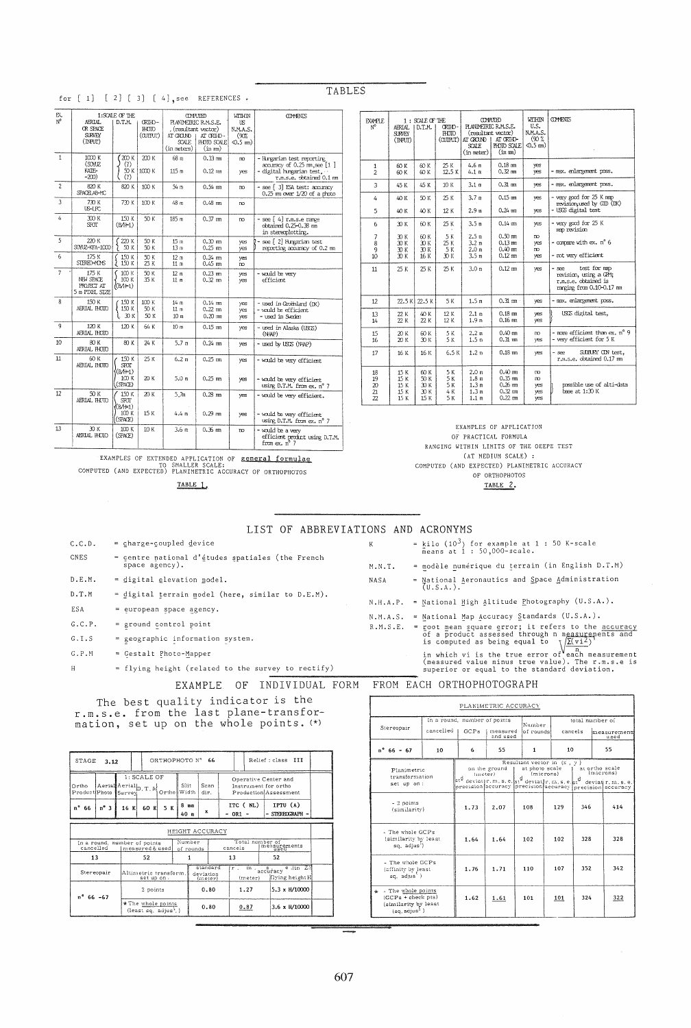## TABLES

for [ 1] [ 2] [ 3] [ 4], see REFERENCES.

| Ex. N° | 1:SCALE OF THE AERIAL OR SPACE SURVEY (INPUT) | D.T.M. | ORTHO-PHOTO (OUTPUT) | COMPUTED PLANIMETRIC R.M.S.E. (resultant vector) AT GROUND SCALE (in meters) | AT ORTHO-PHOTO SCALE (in mm) | WITHIN US N.M.A.S. (90% <0.5 mm) | COMMENTS |
|---|---|---|---|---|---|---|---|
| 1 | 1000 K (SOYUZ KATE-200) | 200 K (?) / 50 K (?) | 200 K / 1000 K | 68 m / 115 m | 0.33 mm / 0.12 mm | no / yes | - Hungarian test reporting accuracy of 0.25 mm, see [1] - digital Hungarian test, r.m.s.e. obtained 0.1 mm |
| 2 | 820 K SPACELAB-MC | 820 K | 100 K | 54 m | 0.54 mm | no | - see [ 3] ESA test: accuracy 0.25 mm over 1/20 of a photo |
| 3 | 730 K US-LFC | 730 K | 100 K | 48 m | 0.48 mm | no | |
| 4 | 300 K SPOT | 150 K (B/H=1) | 50 K | 185 m | 0.37 mm | no | - see [ 4] r.m.s.e range obtained 0.25-0.38 mm in stereoplotting. |
| 5 | 220 K SOYUZ-KFA-1000 | 220 K / 50 K | 50 K / 50 K | 15 m / 13 m | 0.30 mm / 0.25 mm | yes / yes | - see [ 2] Hungarian test reporting accuracy of 0.2 mm |
| 6 | 175 K STEREO-MOMS | 150 K / 150 K | 50 K / 25 K | 12 m / 11 m | 0.24 mm / 0.45 mm | yes / no | |
| 7 | 175 K NEW SPACE PROJECT AT 5 m PIXEL SIZE | 100 K / 100 K (B/H=1) | 50 K / 35 K | 12 m / 11 m | 0.23 mm / 0.32 mm | yes / yes | - would be very efficient |
| 8 | 150 K AERIAL PHOTO | 150 K / 150 K / 30 K | 100 K / 50 K / 50 K | 14 m / 11 m / 10 m | 0.14 mm / 0.22 mm / 0.20 mm | yes / yes / yes | - used in Groenland (DK) - would be efficient - used in Sweden |
| 9 | 120 K AERIAL PHOTO | 120 K | 64 K | 10 m | 0.15 mm | yes | - used in Alaska (USGS) (NHAP) |
| 10 | 80 K AERIAL PHOTO | 80 K | 24 K | 5.7 m | 0.24 mm | yes | - used by USGS (NHAP) |
| 11 | 60 K AERIAL PHOTO | 150 K SPOT (B/H=1) / 100 K (SPACE) | 25 K / 20 K | 6.2 m / 5.0 m | 0.25 mm / 0.25 mm | yes / yes | - would be very efficient - would be very efficient using D.T.M. from ex. n° 7 |
| 12 | 50 K AERIAL PHOTO | 150 K SPOT (B/H=1) / 100 K (SPACE) | 20 K / 15 K | 5.7m / 4.4 m | 0.28 mm / 0.29 mm | yes / yes | - would be very efficient. - would be very efficient using D.T.M. from ex. n° 7 |
| 13 | 30 K AERIAL PHOTO | 100 K (SPACE) | 10 K | 3.6 m | 0.36 mm | no | - would be a very efficient product using D.T.M. from ex. n° 7 |

EXAMPLES OF EXTENDED APPLICATION OF general formulae TO SMALLER SCALE: COMPUTED (AND EXPECTED) PLANIMETRIC ACCURACY OF ORTHOPHOTOS

TABLE 1.

| EXAMPLE N° | 1 : SCALE OF THE AERIAL SURVEY (INPUT) | D.T.M. | ORTHO-PHOTO (OUTPUT) | COMPUTED PLANIMETRIC R.M.S.E. (resultant vector) AT GROUND SCALE (in meter) | AT ORTHO-PHOTO SCALE (in mm) | WITHIN U.S. N.M.A.S. (90 % <0.5 mm) | COMMENTS |
|---|---|---|---|---|---|---|---|
| 1 | 60 K | 60 K | 25 K | 4.6 m | 0.18 mm | yes | |
| 2 | 60 K | 60 K | 12.5 K | 4.1 m | 0.32 mm | yes | - max. enlargement poss. |
| 3 | 45 K | 45 K | 10 K | 3.1 m | 0.31 mm | yes | - max. enlargement poss. |
| 4 | 40 K | 50 K | 25 K | 3.7 m | 0.15 mm | yes | - very good for 25 K map revision, used by GID (DK) |
| 5 | 40 K | 40 K | 12 K | 2.9 m | 0.24 mm | yes | - USGS digital test |
| 6 | 30 K | 60 K | 25 K | 3.5 m | 0.14 mm | yes | - very good for 25 K map revision |
| 7 | 30 K | 60 K | 5 K | 2.5 m | 0.50 mm | no | |
| 8 | 30 K | 30 K | 25 K | 3.2 m | 0.13 mm | yes | - compare with ex. n° 6 |
| 9 | 30 K | 30 K | 5 K | 2.0 m | 0.40 mm | no | |
| 10 | 30 K | 16 K | 30 K | 3.5 m | 0.12 mm | yes | - not very efficient |
| 11 | 25 K | 25 K | 25 K | 3.0 m | 0.12 mm | yes | - see test for map revision, using a GPM; r.m.s.e. obtained is ranging from 0.10-0.17 mm |
| 12 | 22.5 K | 22.5 K | 5 K | 1.5 m | 0.31 mm | yes | - max. enlargement poss. |
| 13 | 22 K | 40 K | 12 K | 2.1 m | 0.18 mm | yes | USGS digital test, |
| 14 | 22 K | 22 K | 12 K | 1.9 m | 0.16 mm | yes | |
| 15 | 20 K | 60 K | 5 K | 2.2 m | 0.40 mm | no | - more efficient than ex. n° 9 |
| 16 | 20 K | 30 K | 5 K | 1.5 m | 0.31 mm | yes | - very efficient for 5 K |
| 17 | 16 K | 16 K | 6.5 K | 1.2 m | 0.18 mm | yes | - see SUDBURY CIN test, r.m.s.e. obtained 0.17 mm |
| 18 | 15 K | 60 K | 5 K | 2.0 m | 0.40 mm | no | |
| 19 | 15 K | 50 K | 5 K | 1.8 m | 0.35 mm | no | |
| 20 | 15 K | 30 K | 5 K | 1.3 m | 0.26 mm | yes | possible use of alti-data base at 1:30 K |
| 21 | 15 K | 30 K | 4 K | 1.3 m | 0.32 mm | yes | |
| 22 | 15 K | 15 K | 5 K | 1.1 m | 0.22 mm | yes | |

EXAMPLES OF APPLICATION OF PRACTICAL FORMULA RANGING WITHIN LIMITS OF THE OEEPE TEST (AT MEDIUM SCALE) : COMPUTED (AND EXPECTED) PLANIMETRIC ACCURACY OF ORTHOPHOTOS

TABLE 2.

## LIST OF ABBREVIATIONS AND ACRONYMS

- C.C.D. = charge-coupled device
- CNES = centre national d'études spatiales (the French space agency).
- D.E.M. = digital elevation model.
- D.T.M = digital terrain model (here, similar to D.E.M).
- ESA = european space agency.
- G.C.P. = ground control point
- G.I.S = geographic information system.
- G.P.M = Gestalt Photo-Mapper
- H = flying height (related to the survey to rectify)
- K = kilo ($10^3$) for example at 1 : 50 K-scale means at 1 : 50,000-scale.
- M.N.T. = modèle numérique du terrain (in English D.T.M)
- NASA = National Aeronautics and Space Administration (U.S.A.).
- N.H.A.P. = National High Altitude Photography (U.S.A.).
- N.M.A.S. = National Map Accuracy Standards (U.S.A.).
- R.M.S.E. = root mean square error; it refers to the accuracy of a product assessed through n measurements and is computed as being equal to $\sqrt{\frac{\Sigma(vi^2)}{n}}$ in which vi is the true error of each measurement (measured value minus true value). The r.m.s.e is superior or equal to the standard deviation.

## EXAMPLE OF INDIVIDUAL FORM FROM EACH ORTHOPHOTOGRAPH

The best quality indicator is the r.m.s.e. from the last plane-transformation, set up on the whole points. (*)

| STAGE 3.12 | | | | | ORTHOPHOTO N° 66 | | | Relief : class III |
|---|---|---|---|---|---|---|---|---|
| Ortho Product | Aerial Photo | 1 : SCALE OF Aerial Survey | D.T.M | Ortho | Slit Width | Scan dir. | Operative Center and Instrument for ortho Production | Assessment |
| n° 66 | n° 3 | 16 K | 60 K | 5 K | 8 mm 40 m | x | ITC ( NL) - OR1 - | IPTU (A) - STEREOGRAPH - |

**HEIGHT ACCURACY**

| In a round, number of points cancelled | measured & used | Number of rounds | Total number of cancels | measurements used |
|---|---|---|---|---|
| 13 | 52 | 1 | 13 | 52 |

| Stereopair | Altimetric transform. set up on | standard deviation (meter) | r. m. s. e. accuracy (meter) | (in Z) flying height H |
|---|---|---|---|---|
| n° 66 - 67 | 2 points | 0.80 | 1.27 | 5.3 x H/10000 |
| | * The whole points (least sq. adjus t.) | 0.80 | 0.87 | 3.6 x H/10000 |

**PLANIMETRIC ACCURACY**

| Stereopair | In a round, number of points cancelled | GCPs | measured and used | Number of rounds | total number of cancels | measurements used |
|---|---|---|---|---|---|---|
| n° 66 - 67 | 10 | 6 | 55 | 1 | 10 | 55 |

| Planimetric transformation set up on : | on the ground (meter) std deviat precision | r.m.s.e. accuracy | at photo scale (microns) std deviat precision | r.m.s.e. accuracy | at ortho scale (microns) std deviat precision | r.m.s.e. accuracy |
|---|---|---|---|---|---|---|
| - 2 points (similarity) | 1.73 | 2.07 | 108 | 129 | 346 | 414 |
| - The whole GCPs (similarity by least sq. adjus t) | 1.64 | 1.64 | 102 | 102 | 328 | 328 |
| - The whole GCPs (affinity by least sq. adjus t) | 1.76 | 1.71 | 110 | 107 | 352 | 342 |
| * - The whole points (GCPs + check pts) (similarity by least (sq. adjus t) | 1.62 | 1.61 | 101 | 101 | 324 | 322 |